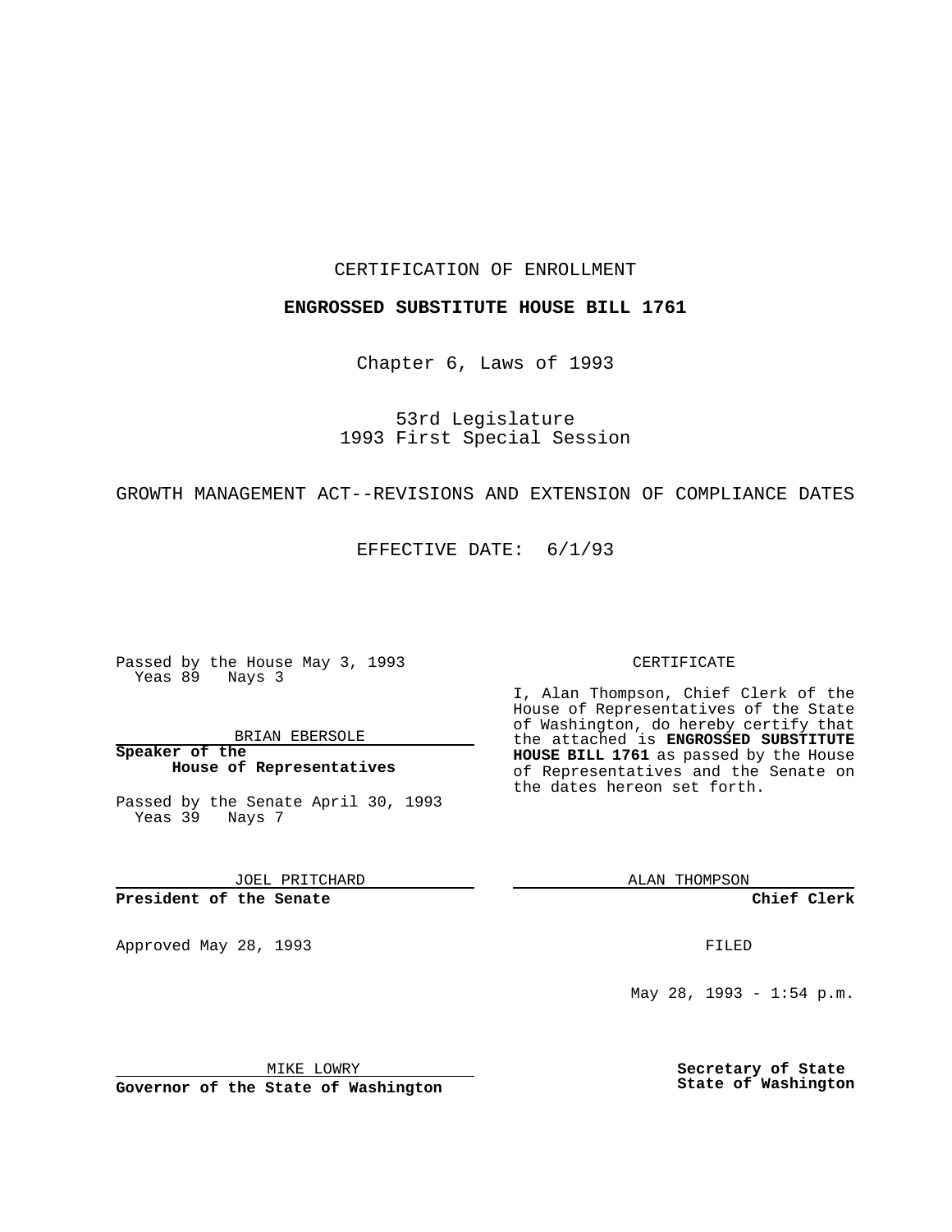CERTIFICATION OF ENROLLMENT

**ENGROSSED SUBSTITUTE HOUSE BILL 1761**

Chapter 6, Laws of 1993

53rd Legislature
1993 First Special Session

GROWTH MANAGEMENT ACT--REVISIONS AND EXTENSION OF COMPLIANCE DATES

EFFECTIVE DATE: 6/1/93

Passed by the House May 3, 1993
Yeas 89 Nays 3

BRIAN EBERSOLE

**Speaker of the House of Representatives**

Passed by the Senate April 30, 1993
Yeas 39 Nays 7

JOEL PRITCHARD

**President of the Senate**

Approved May 28, 1993

MIKE LOWRY

**Governor of the State of Washington**

CERTIFICATE

I, Alan Thompson, Chief Clerk of the House of Representatives of the State of Washington, do hereby certify that the attached is **ENGROSSED SUBSTITUTE HOUSE BILL 1761** as passed by the House of Representatives and the Senate on the dates hereon set forth.

ALAN THOMPSON

**Chief Clerk**

FILED

May 28, 1993 - 1:54 p.m.

**Secretary of State**
**State of Washington**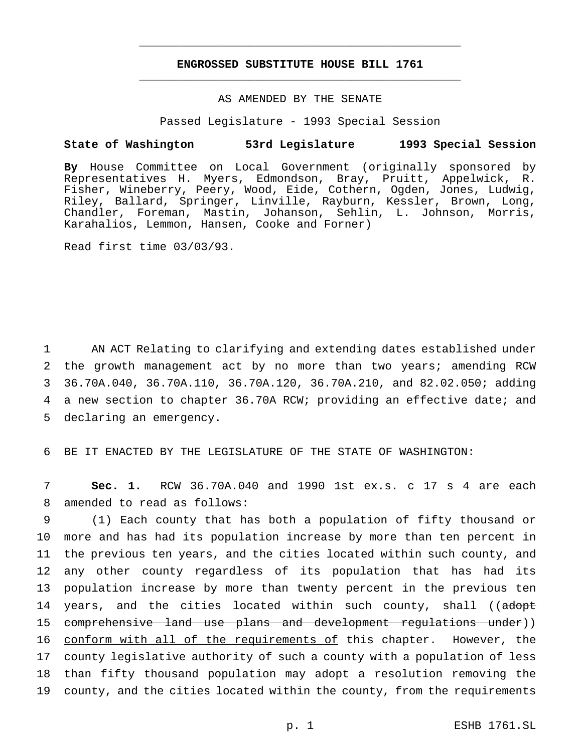# ENGROSSED SUBSTITUTE HOUSE BILL 1761

AS AMENDED BY THE SENATE

Passed Legislature - 1993 Special Session

**State of Washington 53rd Legislature 1993 Special Session**

**By** House Committee on Local Government (originally sponsored by Representatives H. Myers, Edmondson, Bray, Pruitt, Appelwick, R. Fisher, Wineberry, Peery, Wood, Eide, Cothern, Ogden, Jones, Ludwig, Riley, Ballard, Springer, Linville, Rayburn, Kessler, Brown, Long, Chandler, Foreman, Mastin, Johanson, Sehlin, L. Johnson, Morris, Karahalios, Lemmon, Hansen, Cooke and Forner)

Read first time 03/03/93.

1 AN ACT Relating to clarifying and extending dates established under
2 the growth management act by no more than two years; amending RCW
3 36.70A.040, 36.70A.110, 36.70A.120, 36.70A.210, and 82.02.050; adding
4 a new section to chapter 36.70A RCW; providing an effective date; and
5 declaring an emergency.

6 BE IT ENACTED BY THE LEGISLATURE OF THE STATE OF WASHINGTON:

7 **Sec. 1.** RCW 36.70A.040 and 1990 1st ex.s. c 17 s 4 are each
8 amended to read as follows:

9 (1) Each county that has both a population of fifty thousand or
10 more and has had its population increase by more than ten percent in
11 the previous ten years, and the cities located within such county, and
12 any other county regardless of its population that has had its
13 population increase by more than twenty percent in the previous ten
14 years, and the cities located within such county, shall ((~~adopt~~
15 ~~comprehensive land use plans and development regulations under~~))
16 conform with all of the requirements of this chapter. However, the
17 county legislative authority of such a county with a population of less
18 than fifty thousand population may adopt a resolution removing the
19 county, and the cities located within the county, from the requirements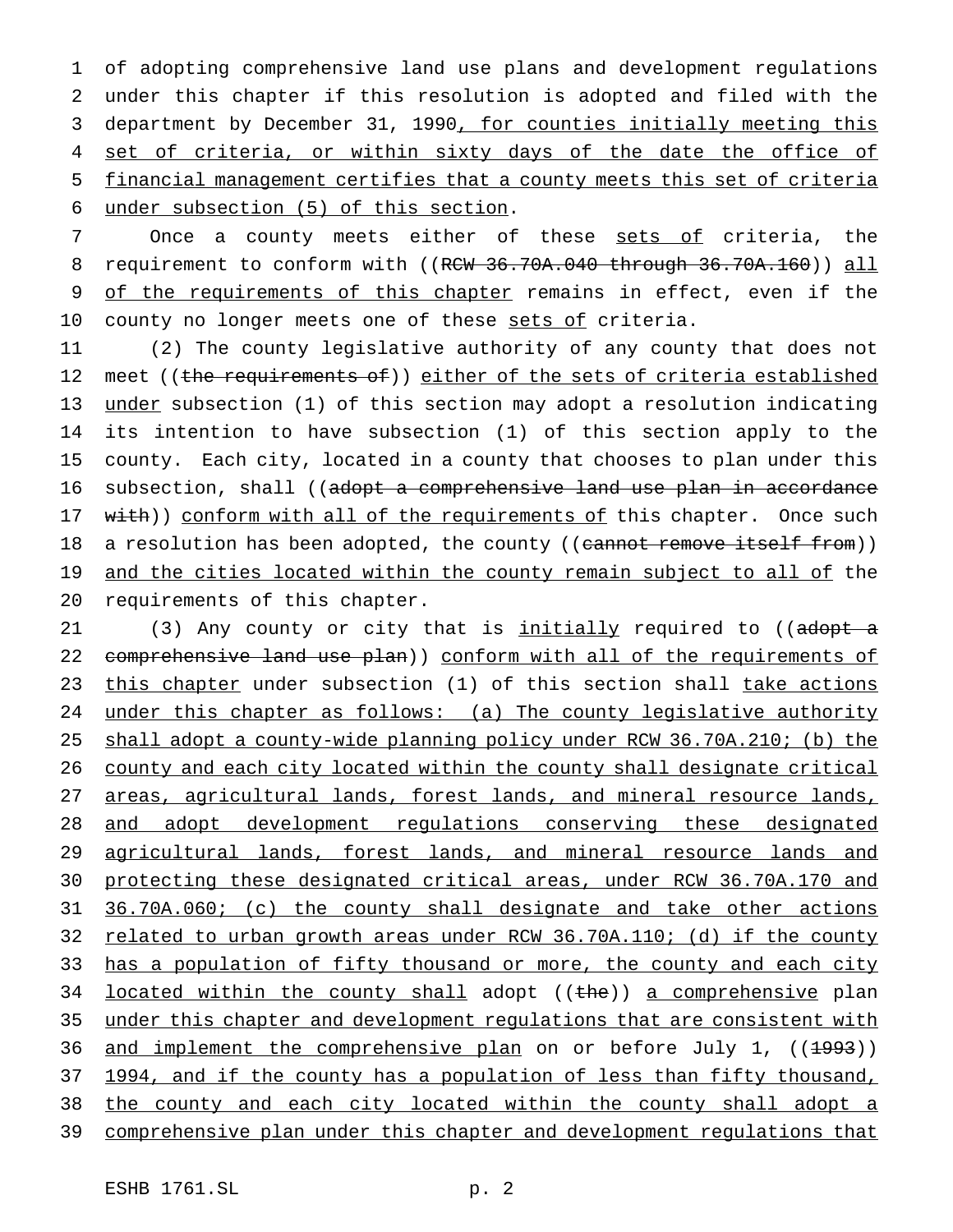of adopting comprehensive land use plans and development regulations under this chapter if this resolution is adopted and filed with the department by December 31, 1990, for counties initially meeting this set of criteria, or within sixty days of the date the office of financial management certifies that a county meets this set of criteria under subsection (5) of this section.

Once a county meets either of these sets of criteria, the requirement to conform with ((~~RCW 36.70A.040 through 36.70A.160~~)) all of the requirements of this chapter remains in effect, even if the county no longer meets one of these sets of criteria.

(2) The county legislative authority of any county that does not meet ((~~the requirements of~~)) either of the sets of criteria established under subsection (1) of this section may adopt a resolution indicating its intention to have subsection (1) of this section apply to the county. Each city, located in a county that chooses to plan under this subsection, shall ((~~adopt a comprehensive land use plan in accordance with~~)) conform with all of the requirements of this chapter. Once such a resolution has been adopted, the county ((~~cannot remove itself from~~)) and the cities located within the county remain subject to all of the requirements of this chapter.

(3) Any county or city that is initially required to ((~~adopt a comprehensive land use plan~~)) conform with all of the requirements of this chapter under subsection (1) of this section shall take actions under this chapter as follows: (a) The county legislative authority shall adopt a county-wide planning policy under RCW 36.70A.210; (b) the county and each city located within the county shall designate critical areas, agricultural lands, forest lands, and mineral resource lands, and adopt development regulations conserving these designated agricultural lands, forest lands, and mineral resource lands and protecting these designated critical areas, under RCW 36.70A.170 and 36.70A.060; (c) the county shall designate and take other actions related to urban growth areas under RCW 36.70A.110; (d) if the county has a population of fifty thousand or more, the county and each city located within the county shall adopt ((~~the~~)) a comprehensive plan under this chapter and development regulations that are consistent with and implement the comprehensive plan on or before July 1, ((~~1993~~)) 1994, and if the county has a population of less than fifty thousand, the county and each city located within the county shall adopt a comprehensive plan under this chapter and development regulations that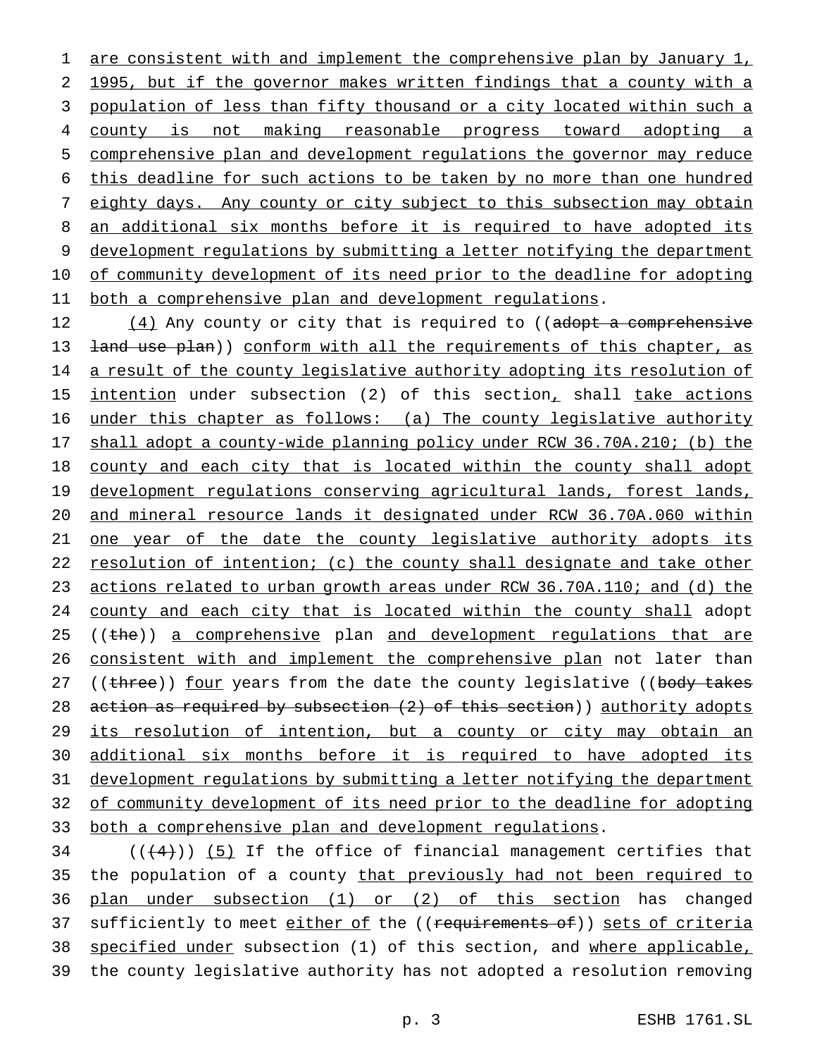are consistent with and implement the comprehensive plan by January 1, 1995, but if the governor makes written findings that a county with a population of less than fifty thousand or a city located within such a county is not making reasonable progress toward adopting a comprehensive plan and development regulations the governor may reduce this deadline for such actions to be taken by no more than one hundred eighty days. Any county or city subject to this subsection may obtain an additional six months before it is required to have adopted its development regulations by submitting a letter notifying the department of community development of its need prior to the deadline for adopting both a comprehensive plan and development regulations.

(4) Any county or city that is required to ((adopt a comprehensive land use plan)) conform with all the requirements of this chapter, as a result of the county legislative authority adopting its resolution of intention under subsection (2) of this section, shall take actions under this chapter as follows: (a) The county legislative authority shall adopt a county-wide planning policy under RCW 36.70A.210; (b) the county and each city that is located within the county shall adopt development regulations conserving agricultural lands, forest lands, and mineral resource lands it designated under RCW 36.70A.060 within one year of the date the county legislative authority adopts its resolution of intention; (c) the county shall designate and take other actions related to urban growth areas under RCW 36.70A.110; and (d) the county and each city that is located within the county shall adopt ((the)) a comprehensive plan and development regulations that are consistent with and implement the comprehensive plan not later than ((three)) four years from the date the county legislative ((body takes action as required by subsection (2) of this section)) authority adopts its resolution of intention, but a county or city may obtain an additional six months before it is required to have adopted its development regulations by submitting a letter notifying the department of community development of its need prior to the deadline for adopting both a comprehensive plan and development regulations.

(((4))) (5) If the office of financial management certifies that the population of a county that previously had not been required to plan under subsection (1) or (2) of this section has changed sufficiently to meet either of the ((requirements of)) sets of criteria specified under subsection (1) of this section, and where applicable, the county legislative authority has not adopted a resolution removing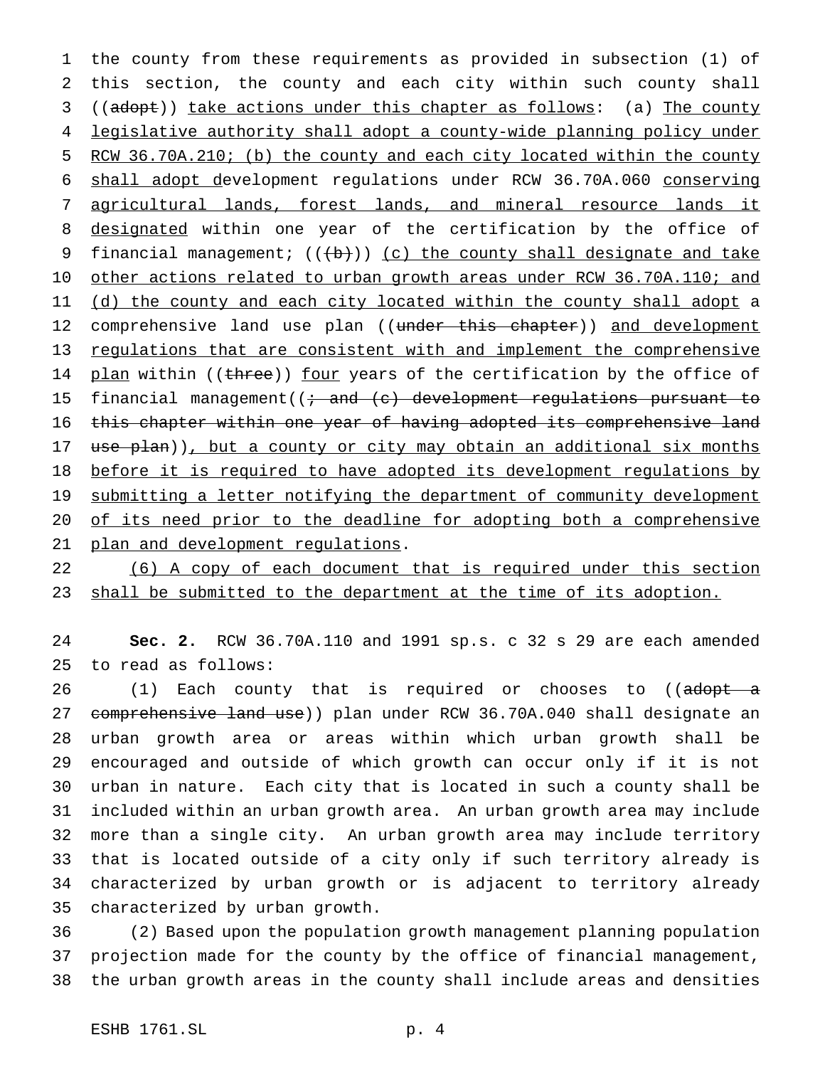the county from these requirements as provided in subsection (1) of this section, the county and each city within such county shall ((~~adopt~~)) <u>take actions under this chapter as follows</u>: (a) <u>The county legislative authority shall adopt a county-wide planning policy under RCW 36.70A.210; (b) the county and each city located within the county shall adopt d</u>evelopment regulations under RCW 36.70A.060 <u>conserving agricultural lands, forest lands, and mineral resource lands it designated</u> within one year of the certification by the office of financial management; ((~~(b)~~)) <u>(c) the county shall designate and take other actions related to urban growth areas under RCW 36.70A.110; and (d) the county and each city located within the county shall adopt</u> a comprehensive land use plan ((~~under this chapter~~)) <u>and development regulations that are consistent with and implement the comprehensive plan</u> within ((~~three~~)) <u>four</u> years of the certification by the office of financial management((~~; and (c) development regulations pursuant to this chapter within one year of having adopted its comprehensive land use plan~~))<u>, but a county or city may obtain an additional six months before it is required to have adopted its development regulations by submitting a letter notifying the department of community development of its need prior to the deadline for adopting both a comprehensive plan and development regulations</u>.

<u>(6) A copy of each document that is required under this section shall be submitted to the department at the time of its adoption.</u>

**Sec. 2.** RCW 36.70A.110 and 1991 sp.s. c 32 s 29 are each amended to read as follows:

(1) Each county that is required or chooses to ((~~adopt a comprehensive land use~~)) plan under RCW 36.70A.040 shall designate an urban growth area or areas within which urban growth shall be encouraged and outside of which growth can occur only if it is not urban in nature. Each city that is located in such a county shall be included within an urban growth area. An urban growth area may include more than a single city. An urban growth area may include territory that is located outside of a city only if such territory already is characterized by urban growth or is adjacent to territory already characterized by urban growth.

(2) Based upon the population growth management planning population projection made for the county by the office of financial management, the urban growth areas in the county shall include areas and densities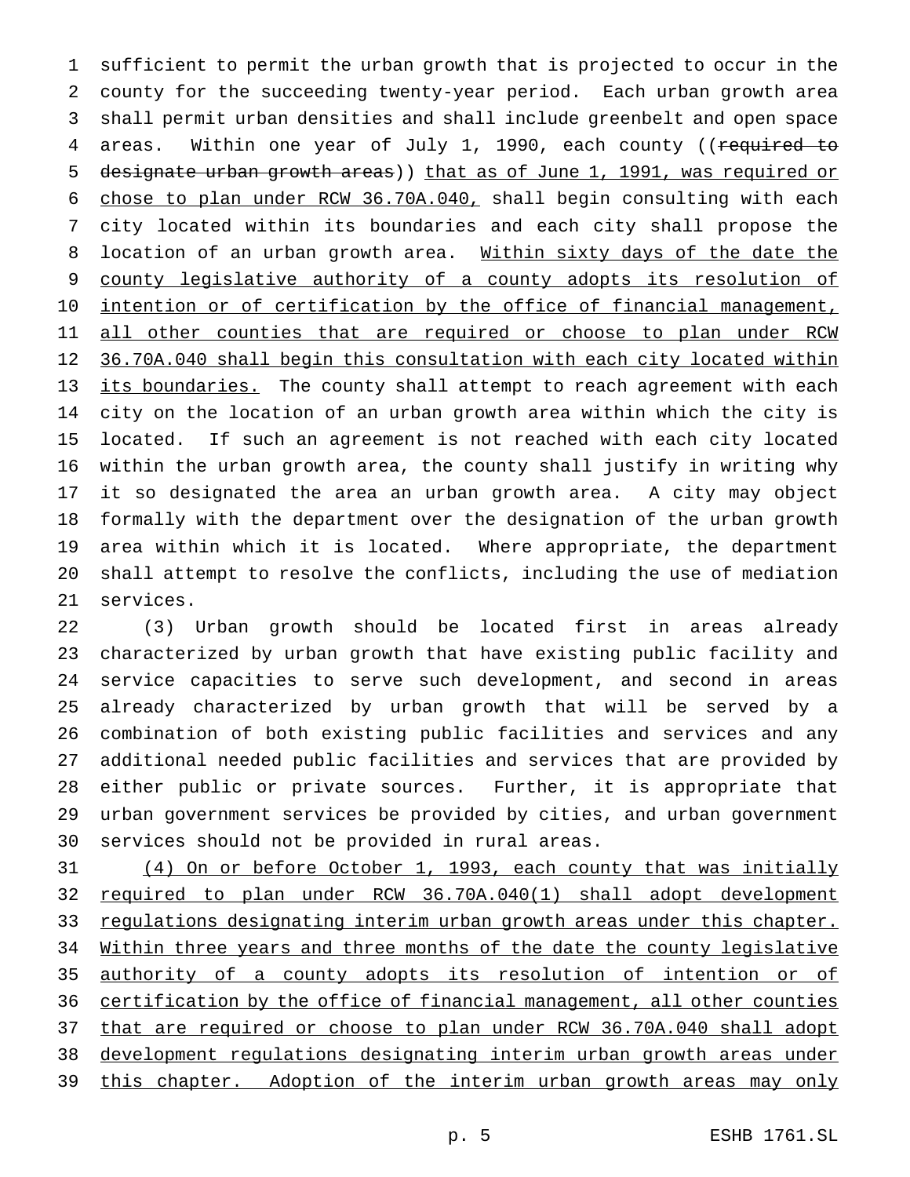sufficient to permit the urban growth that is projected to occur in the county for the succeeding twenty-year period. Each urban growth area shall permit urban densities and shall include greenbelt and open space areas. Within one year of July 1, 1990, each county ((~~required to designate urban growth areas~~)) <u>that as of June 1, 1991, was required or chose to plan under RCW 36.70A.040,</u> shall begin consulting with each city located within its boundaries and each city shall propose the location of an urban growth area. <u>Within sixty days of the date the county legislative authority of a county adopts its resolution of intention or of certification by the office of financial management, all other counties that are required or choose to plan under RCW 36.70A.040 shall begin this consultation with each city located within its boundaries.</u> The county shall attempt to reach agreement with each city on the location of an urban growth area within which the city is located. If such an agreement is not reached with each city located within the urban growth area, the county shall justify in writing why it so designated the area an urban growth area. A city may object formally with the department over the designation of the urban growth area within which it is located. Where appropriate, the department shall attempt to resolve the conflicts, including the use of mediation services.

(3) Urban growth should be located first in areas already characterized by urban growth that have existing public facility and service capacities to serve such development, and second in areas already characterized by urban growth that will be served by a combination of both existing public facilities and services and any additional needed public facilities and services that are provided by either public or private sources. Further, it is appropriate that urban government services be provided by cities, and urban government services should not be provided in rural areas.

<u>(4) On or before October 1, 1993, each county that was initially required to plan under RCW 36.70A.040(1) shall adopt development regulations designating interim urban growth areas under this chapter. Within three years and three months of the date the county legislative authority of a county adopts its resolution of intention or of certification by the office of financial management, all other counties that are required or choose to plan under RCW 36.70A.040 shall adopt development regulations designating interim urban growth areas under this chapter. Adoption of the interim urban growth areas may only</u>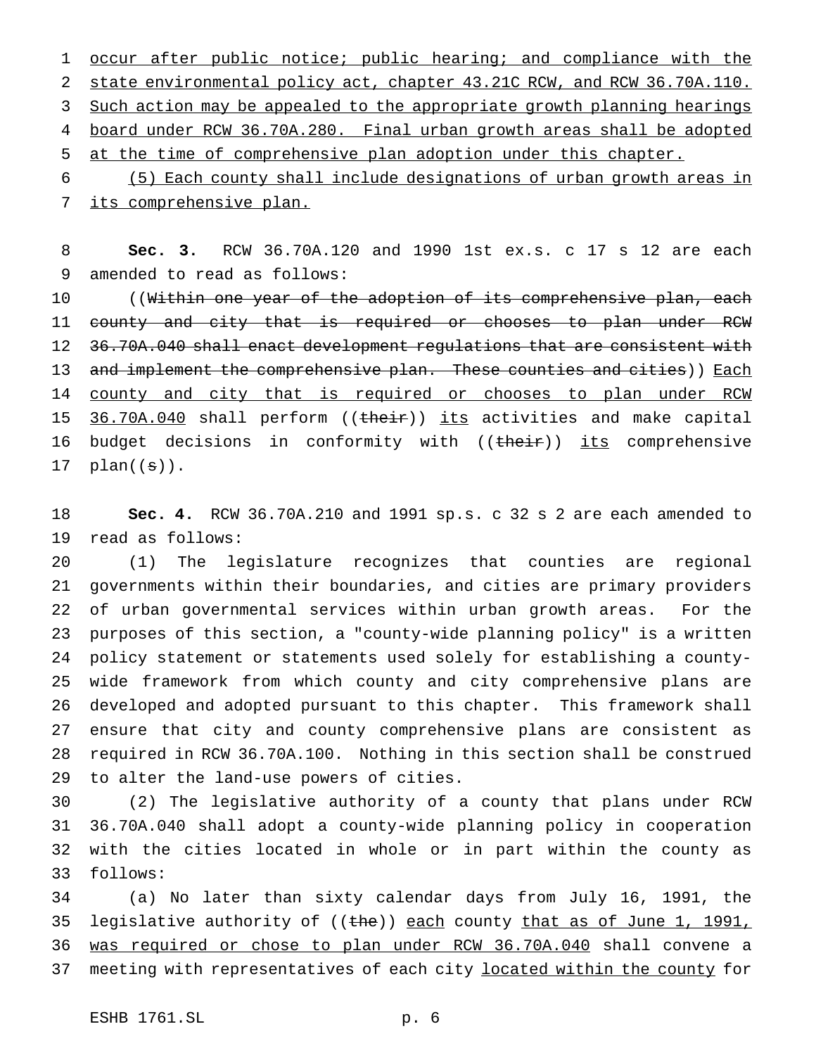occur after public notice; public hearing; and compliance with the state environmental policy act, chapter 43.21C RCW, and RCW 36.70A.110. Such action may be appealed to the appropriate growth planning hearings board under RCW 36.70A.280. Final urban growth areas shall be adopted at the time of comprehensive plan adoption under this chapter.

(5) Each county shall include designations of urban growth areas in its comprehensive plan.

**Sec. 3.** RCW 36.70A.120 and 1990 1st ex.s. c 17 s 12 are each amended to read as follows:

((~~Within one year of the adoption of its comprehensive plan, each county and city that is required or chooses to plan under RCW 36.70A.040 shall enact development regulations that are consistent with and implement the comprehensive plan. These counties and cities~~)) Each county and city that is required or chooses to plan under RCW 36.70A.040 shall perform ((~~their~~)) its activities and make capital budget decisions in conformity with ((~~their~~)) its comprehensive plan((~~s~~)).

**Sec. 4.** RCW 36.70A.210 and 1991 sp.s. c 32 s 2 are each amended to read as follows:

(1) The legislature recognizes that counties are regional governments within their boundaries, and cities are primary providers of urban governmental services within urban growth areas. For the purposes of this section, a "county-wide planning policy" is a written policy statement or statements used solely for establishing a county-wide framework from which county and city comprehensive plans are developed and adopted pursuant to this chapter. This framework shall ensure that city and county comprehensive plans are consistent as required in RCW 36.70A.100. Nothing in this section shall be construed to alter the land-use powers of cities.

(2) The legislative authority of a county that plans under RCW 36.70A.040 shall adopt a county-wide planning policy in cooperation with the cities located in whole or in part within the county as follows:

(a) No later than sixty calendar days from July 16, 1991, the legislative authority of ((~~the~~)) each county that as of June 1, 1991, was required or chose to plan under RCW 36.70A.040 shall convene a meeting with representatives of each city located within the county for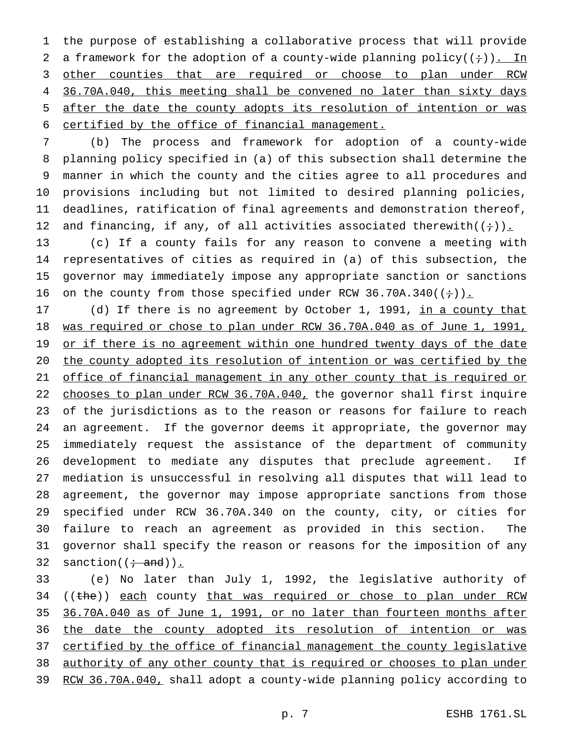the purpose of establishing a collaborative process that will provide a framework for the adoption of a county-wide planning policy((;)). In other counties that are required or choose to plan under RCW 36.70A.040, this meeting shall be convened no later than sixty days after the date the county adopts its resolution of intention or was certified by the office of financial management.

(b) The process and framework for adoption of a county-wide planning policy specified in (a) of this subsection shall determine the manner in which the county and the cities agree to all procedures and provisions including but not limited to desired planning policies, deadlines, ratification of final agreements and demonstration thereof, and financing, if any, of all activities associated therewith((;)).

(c) If a county fails for any reason to convene a meeting with representatives of cities as required in (a) of this subsection, the governor may immediately impose any appropriate sanction or sanctions on the county from those specified under RCW 36.70A.340((;)).

(d) If there is no agreement by October 1, 1991, in a county that was required or chose to plan under RCW 36.70A.040 as of June 1, 1991, or if there is no agreement within one hundred twenty days of the date the county adopted its resolution of intention or was certified by the office of financial management in any other county that is required or chooses to plan under RCW 36.70A.040, the governor shall first inquire of the jurisdictions as to the reason or reasons for failure to reach an agreement. If the governor deems it appropriate, the governor may immediately request the assistance of the department of community development to mediate any disputes that preclude agreement. If mediation is unsuccessful in resolving all disputes that will lead to agreement, the governor may impose appropriate sanctions from those specified under RCW 36.70A.340 on the county, city, or cities for failure to reach an agreement as provided in this section. The governor shall specify the reason or reasons for the imposition of any sanction((; and)).

(e) No later than July 1, 1992, the legislative authority of ((the)) each county that was required or chose to plan under RCW 36.70A.040 as of June 1, 1991, or no later than fourteen months after the date the county adopted its resolution of intention or was certified by the office of financial management the county legislative authority of any other county that is required or chooses to plan under RCW 36.70A.040, shall adopt a county-wide planning policy according to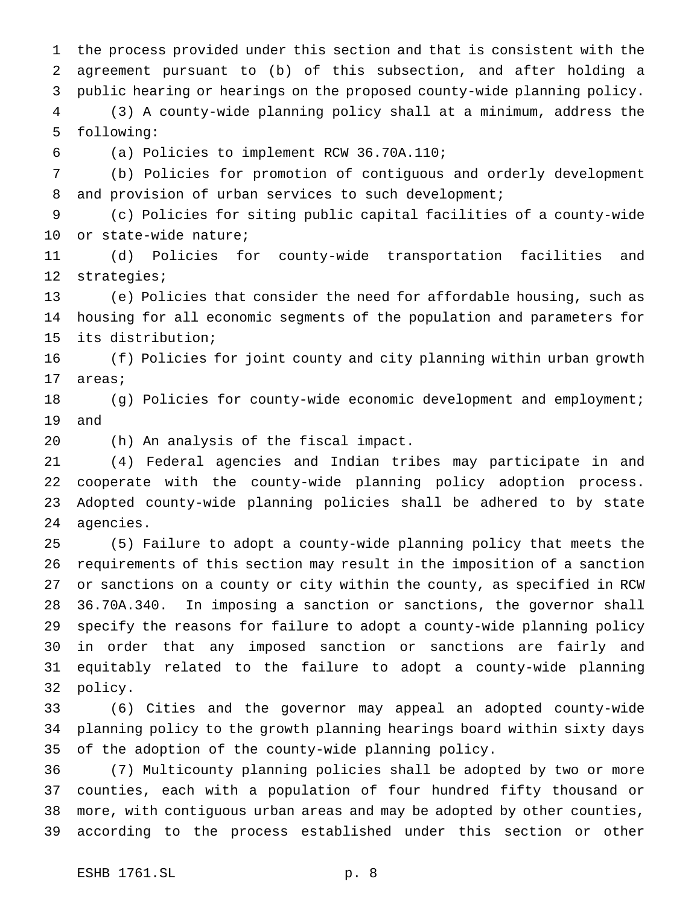the process provided under this section and that is consistent with the agreement pursuant to (b) of this subsection, and after holding a public hearing or hearings on the proposed county-wide planning policy.

(3) A county-wide planning policy shall at a minimum, address the following:

(a) Policies to implement RCW 36.70A.110;

(b) Policies for promotion of contiguous and orderly development and provision of urban services to such development;

(c) Policies for siting public capital facilities of a county-wide or state-wide nature;

(d) Policies for county-wide transportation facilities and strategies;

(e) Policies that consider the need for affordable housing, such as housing for all economic segments of the population and parameters for its distribution;

(f) Policies for joint county and city planning within urban growth areas;

(g) Policies for county-wide economic development and employment; and

(h) An analysis of the fiscal impact.

(4) Federal agencies and Indian tribes may participate in and cooperate with the county-wide planning policy adoption process. Adopted county-wide planning policies shall be adhered to by state agencies.

(5) Failure to adopt a county-wide planning policy that meets the requirements of this section may result in the imposition of a sanction or sanctions on a county or city within the county, as specified in RCW 36.70A.340. In imposing a sanction or sanctions, the governor shall specify the reasons for failure to adopt a county-wide planning policy in order that any imposed sanction or sanctions are fairly and equitably related to the failure to adopt a county-wide planning policy.

(6) Cities and the governor may appeal an adopted county-wide planning policy to the growth planning hearings board within sixty days of the adoption of the county-wide planning policy.

(7) Multicounty planning policies shall be adopted by two or more counties, each with a population of four hundred fifty thousand or more, with contiguous urban areas and may be adopted by other counties, according to the process established under this section or other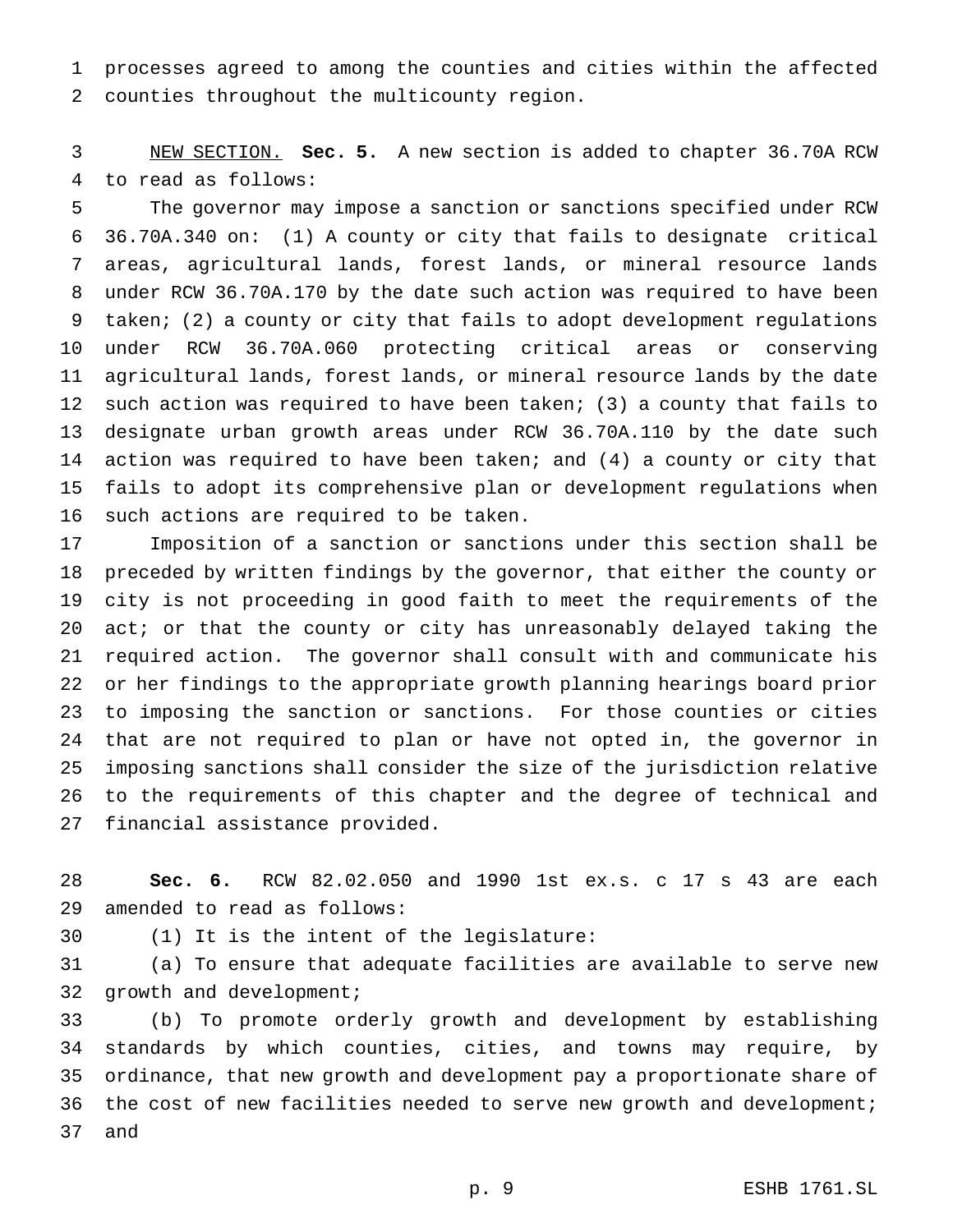processes agreed to among the counties and cities within the affected counties throughout the multicounty region.

NEW SECTION. **Sec. 5.** A new section is added to chapter 36.70A RCW to read as follows:

The governor may impose a sanction or sanctions specified under RCW 36.70A.340 on: (1) A county or city that fails to designate critical areas, agricultural lands, forest lands, or mineral resource lands under RCW 36.70A.170 by the date such action was required to have been taken; (2) a county or city that fails to adopt development regulations under RCW 36.70A.060 protecting critical areas or conserving agricultural lands, forest lands, or mineral resource lands by the date such action was required to have been taken; (3) a county that fails to designate urban growth areas under RCW 36.70A.110 by the date such action was required to have been taken; and (4) a county or city that fails to adopt its comprehensive plan or development regulations when such actions are required to be taken.

Imposition of a sanction or sanctions under this section shall be preceded by written findings by the governor, that either the county or city is not proceeding in good faith to meet the requirements of the act; or that the county or city has unreasonably delayed taking the required action. The governor shall consult with and communicate his or her findings to the appropriate growth planning hearings board prior to imposing the sanction or sanctions. For those counties or cities that are not required to plan or have not opted in, the governor in imposing sanctions shall consider the size of the jurisdiction relative to the requirements of this chapter and the degree of technical and financial assistance provided.

**Sec. 6.** RCW 82.02.050 and 1990 1st ex.s. c 17 s 43 are each amended to read as follows:

(1) It is the intent of the legislature:

(a) To ensure that adequate facilities are available to serve new growth and development;

(b) To promote orderly growth and development by establishing standards by which counties, cities, and towns may require, by ordinance, that new growth and development pay a proportionate share of the cost of new facilities needed to serve new growth and development; and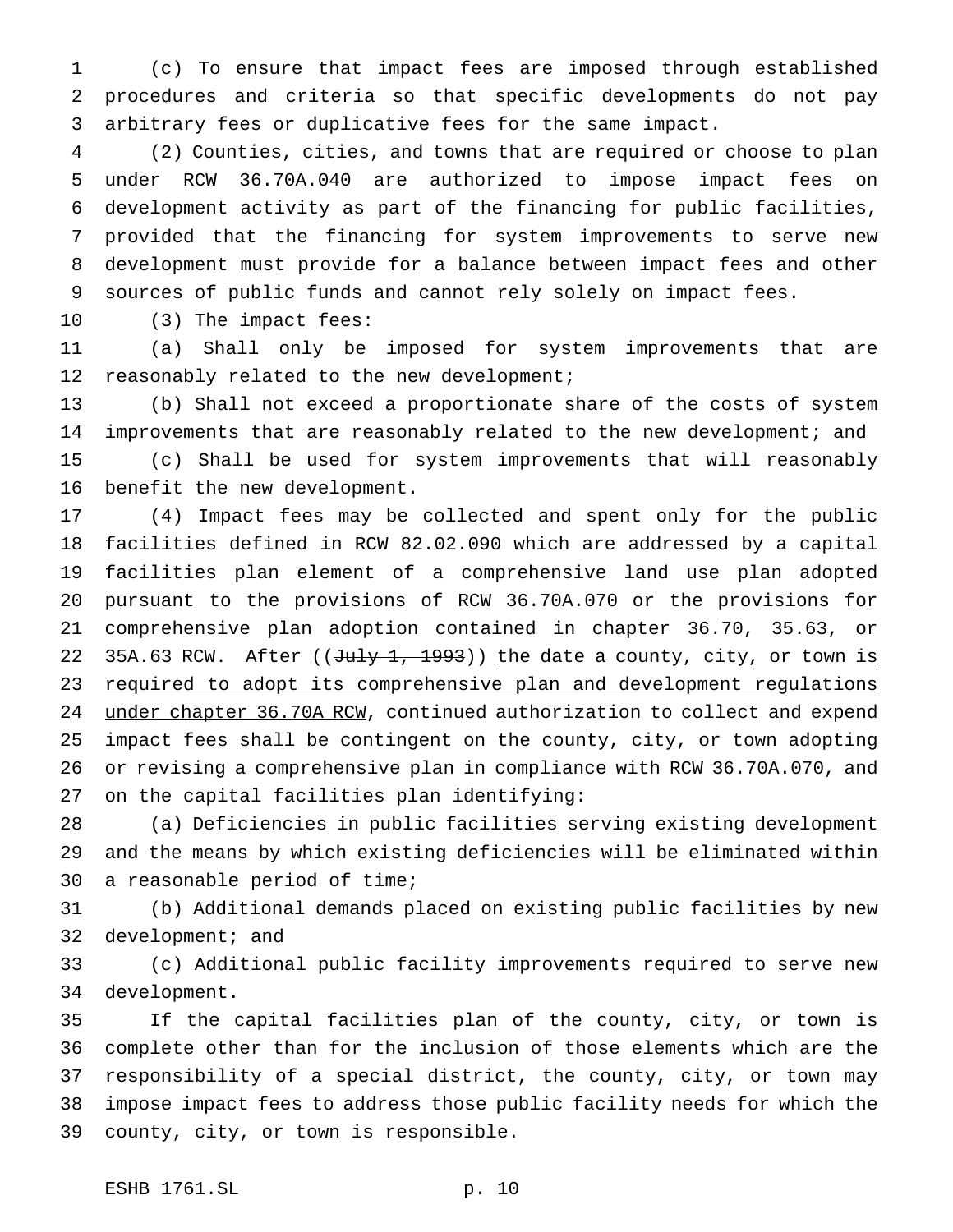(c) To ensure that impact fees are imposed through established procedures and criteria so that specific developments do not pay arbitrary fees or duplicative fees for the same impact.

(2) Counties, cities, and towns that are required or choose to plan under RCW 36.70A.040 are authorized to impose impact fees on development activity as part of the financing for public facilities, provided that the financing for system improvements to serve new development must provide for a balance between impact fees and other sources of public funds and cannot rely solely on impact fees.

(3) The impact fees:

(a) Shall only be imposed for system improvements that are reasonably related to the new development;

(b) Shall not exceed a proportionate share of the costs of system improvements that are reasonably related to the new development; and

(c) Shall be used for system improvements that will reasonably benefit the new development.

(4) Impact fees may be collected and spent only for the public facilities defined in RCW 82.02.090 which are addressed by a capital facilities plan element of a comprehensive land use plan adopted pursuant to the provisions of RCW 36.70A.070 or the provisions for comprehensive plan adoption contained in chapter 36.70, 35.63, or 35A.63 RCW. After ((~~July 1, 1993~~)) <u>the date a county, city, or town is required to adopt its comprehensive plan and development regulations under chapter 36.70A RCW</u>, continued authorization to collect and expend impact fees shall be contingent on the county, city, or town adopting or revising a comprehensive plan in compliance with RCW 36.70A.070, and on the capital facilities plan identifying:

(a) Deficiencies in public facilities serving existing development and the means by which existing deficiencies will be eliminated within a reasonable period of time;

(b) Additional demands placed on existing public facilities by new development; and

(c) Additional public facility improvements required to serve new development.

If the capital facilities plan of the county, city, or town is complete other than for the inclusion of those elements which are the responsibility of a special district, the county, city, or town may impose impact fees to address those public facility needs for which the county, city, or town is responsible.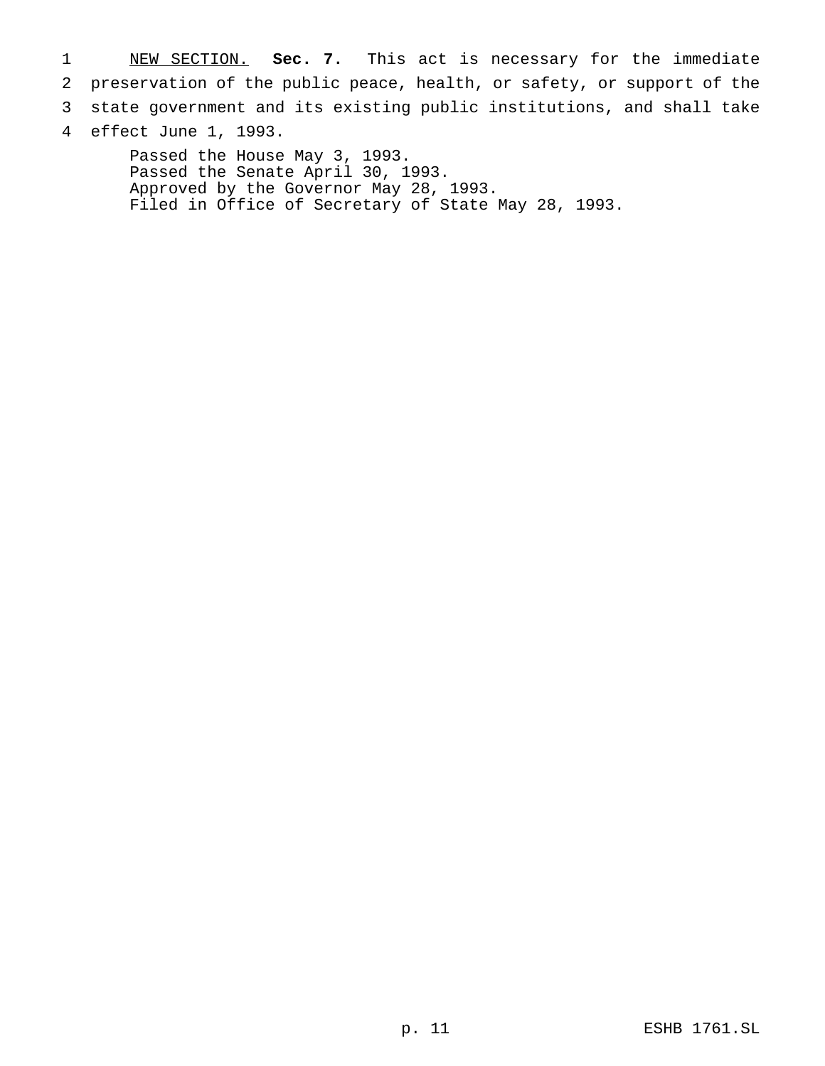<u>NEW SECTION.</u> **Sec. 7.** This act is necessary for the immediate preservation of the public peace, health, or safety, or support of the state government and its existing public institutions, and shall take effect June 1, 1993.

Passed the House May 3, 1993.
Passed the Senate April 30, 1993.
Approved by the Governor May 28, 1993.
Filed in Office of Secretary of State May 28, 1993.